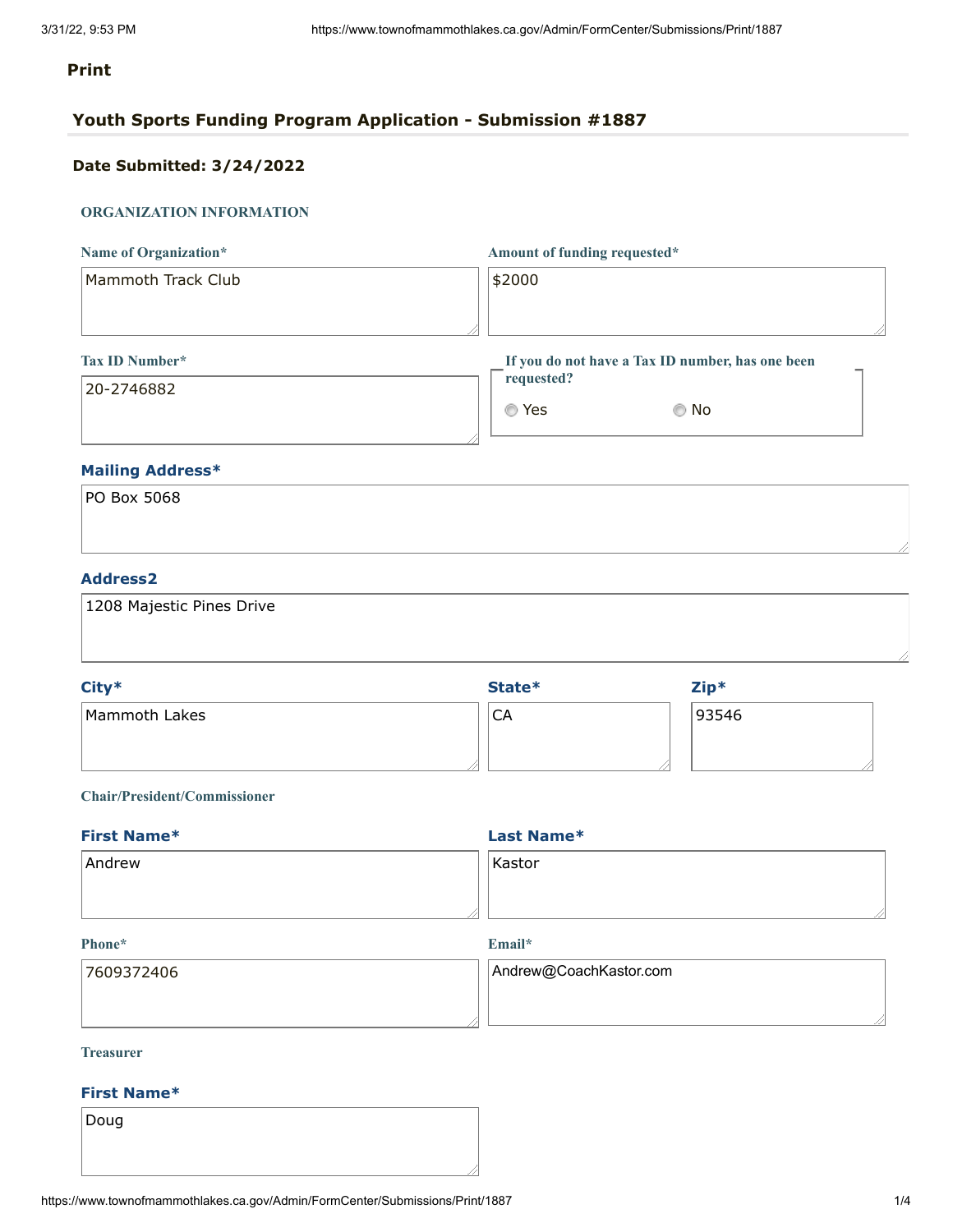**Print**

## Youth Sports Funding Program Application - Submission #1887

**Date Submitted: 3/24/2022**

### ORGANIZATION INFORMATION

**Name of Organization***

Mammoth Track Club

**Amount of funding requested***

$2000

**Tax ID Number***

20-2746882

**If you do not have a Tax ID number, has one been requested?**

○ Yes ○ No

**Mailing Address***

PO Box 5068

**Address2**

1208 Majestic Pines Drive

**City***

Mammoth Lakes

**State***

CA

**Zip***

93546

### Chair/President/Commissioner

**First Name***

Andrew

**Last Name***

Kastor

**Phone***

7609372406

**Email***

Andrew@CoachKastor.com

### Treasurer

**First Name***

Doug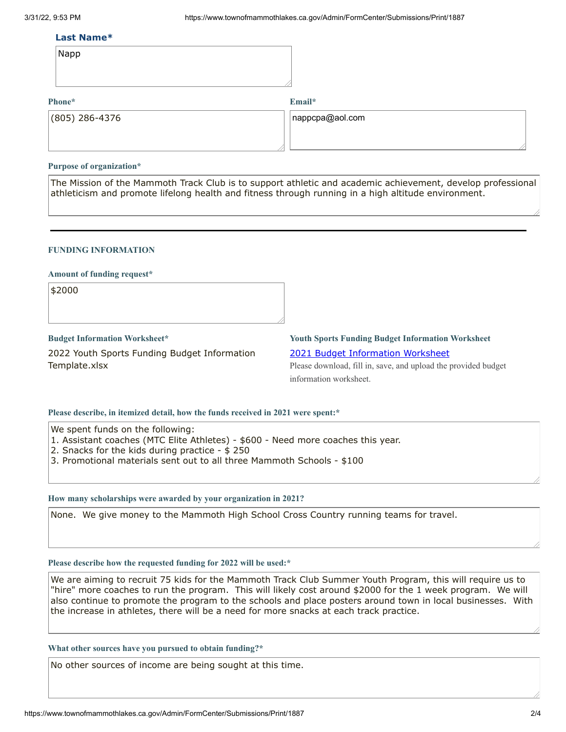**Last Name***

Napp

**Phone***

(805) 286-4376

**Email***

nappcpa@aol.com

**Purpose of organization***

The Mission of the Mammoth Track Club is to support athletic and academic achievement, develop professional athleticism and promote lifelong health and fitness through running in a high altitude environment.

---

### FUNDING INFORMATION

**Amount of funding request***

$2000

**Budget Information Worksheet***

2022 Youth Sports Funding Budget Information Template.xlsx

**Youth Sports Funding Budget Information Worksheet**

2021 Budget Information Worksheet

Please download, fill in, save, and upload the provided budget information worksheet.

**Please describe, in itemized detail, how the funds received in 2021 were spent:***

We spent funds on the following:
1. Assistant coaches (MTC Elite Athletes) - $600 - Need more coaches this year.
2. Snacks for the kids during practice - $ 250
3. Promotional materials sent out to all three Mammoth Schools - $100

**How many scholarships were awarded by your organization in 2021?**

None. We give money to the Mammoth High School Cross Country running teams for travel.

**Please describe how the requested funding for 2022 will be used:***

We are aiming to recruit 75 kids for the Mammoth Track Club Summer Youth Program, this will require us to "hire" more coaches to run the program. This will likely cost around $2000 for the 1 week program. We will also continue to promote the program to the schools and place posters around town in local businesses. With the increase in athletes, there will be a need for more snacks at each track practice.

**What other sources have you pursued to obtain funding?***

No other sources of income are being sought at this time.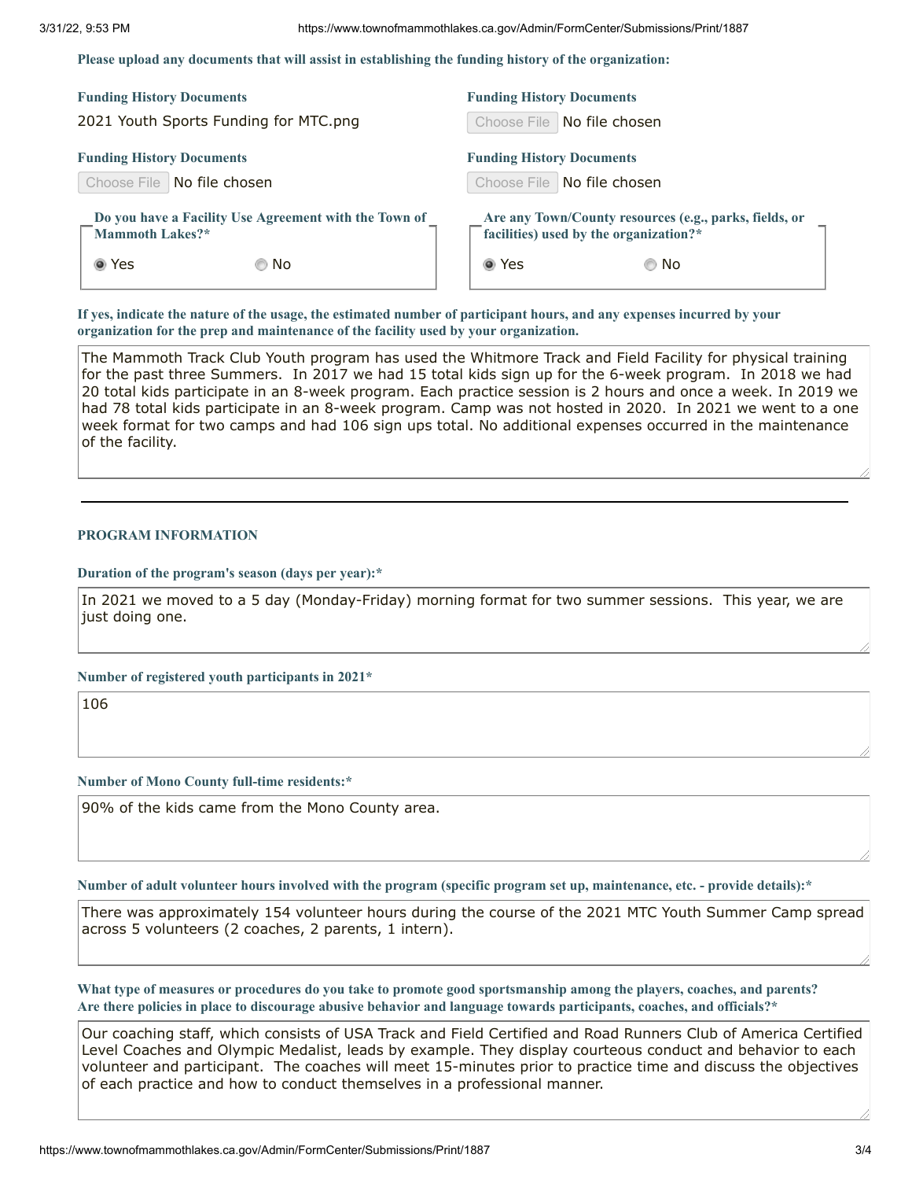**Please upload any documents that will assist in establishing the funding history of the organization:**

**Funding History Documents**
2021 Youth Sports Funding for MTC.png

**Funding History Documents**
Choose File No file chosen

**Funding History Documents**
Choose File No file chosen

**Funding History Documents**
Choose File No file chosen

**Do you have a Facility Use Agreement with the Town of Mammoth Lakes?***

- (●) Yes
- ( ) No

**Are any Town/County resources (e.g., parks, fields, or facilities) used by the organization?***

- (●) Yes
- ( ) No

**If yes, indicate the nature of the usage, the estimated number of participant hours, and any expenses incurred by your organization for the prep and maintenance of the facility used by your organization.**

The Mammoth Track Club Youth program has used the Whitmore Track and Field Facility for physical training for the past three Summers. In 2017 we had 15 total kids sign up for the 6-week program. In 2018 we had 20 total kids participate in an 8-week program. Each practice session is 2 hours and once a week. In 2019 we had 78 total kids participate in an 8-week program. Camp was not hosted in 2020. In 2021 we went to a one week format for two camps and had 106 sign ups total. No additional expenses occurred in the maintenance of the facility.

---

## PROGRAM INFORMATION

**Duration of the program's season (days per year):***

In 2021 we moved to a 5 day (Monday-Friday) morning format for two summer sessions. This year, we are just doing one.

**Number of registered youth participants in 2021***

106

**Number of Mono County full-time residents:***

90% of the kids came from the Mono County area.

**Number of adult volunteer hours involved with the program (specific program set up, maintenance, etc. - provide details):***

There was approximately 154 volunteer hours during the course of the 2021 MTC Youth Summer Camp spread across 5 volunteers (2 coaches, 2 parents, 1 intern).

**What type of measures or procedures do you take to promote good sportsmanship among the players, coaches, and parents? Are there policies in place to discourage abusive behavior and language towards participants, coaches, and officials?***

Our coaching staff, which consists of USA Track and Field Certified and Road Runners Club of America Certified Level Coaches and Olympic Medalist, leads by example. They display courteous conduct and behavior to each volunteer and participant. The coaches will meet 15-minutes prior to practice time and discuss the objectives of each practice and how to conduct themselves in a professional manner.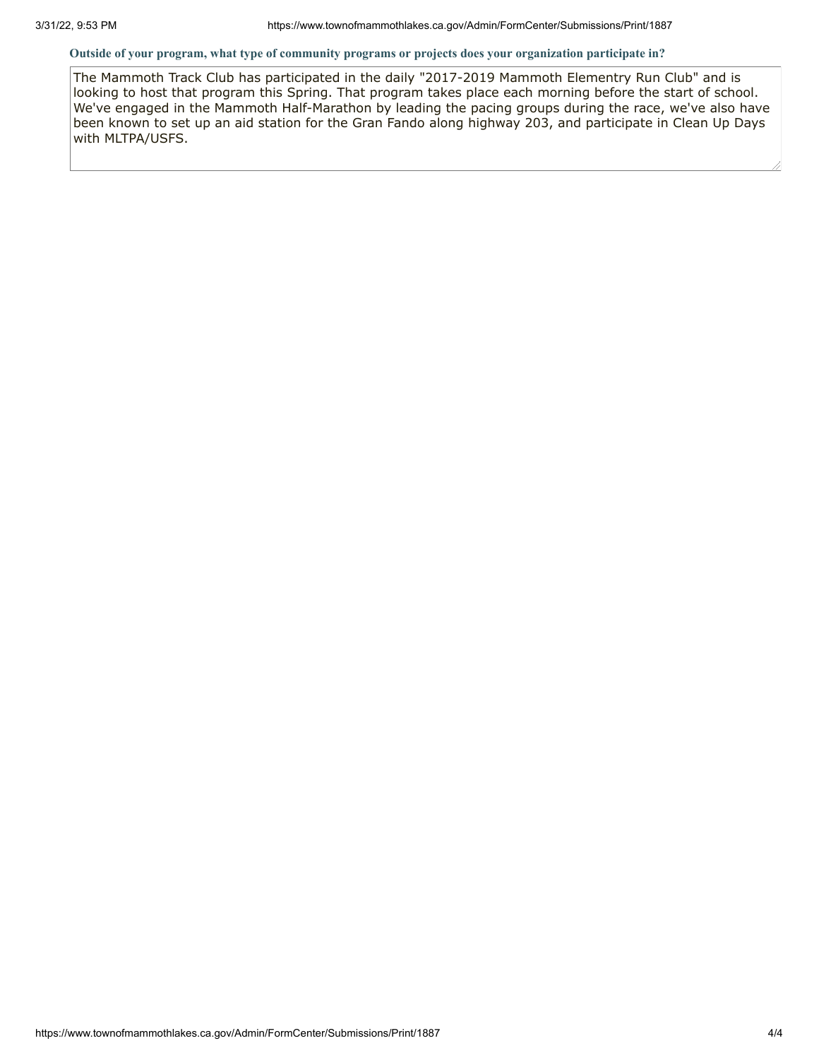**Outside of your program, what type of community programs or projects does your organization participate in?**

The Mammoth Track Club has participated in the daily "2017-2019 Mammoth Elementry Run Club" and is looking to host that program this Spring. That program takes place each morning before the start of school. We've engaged in the Mammoth Half-Marathon by leading the pacing groups during the race, we've also have been known to set up an aid station for the Gran Fando along highway 203, and participate in Clean Up Days with MLTPA/USFS.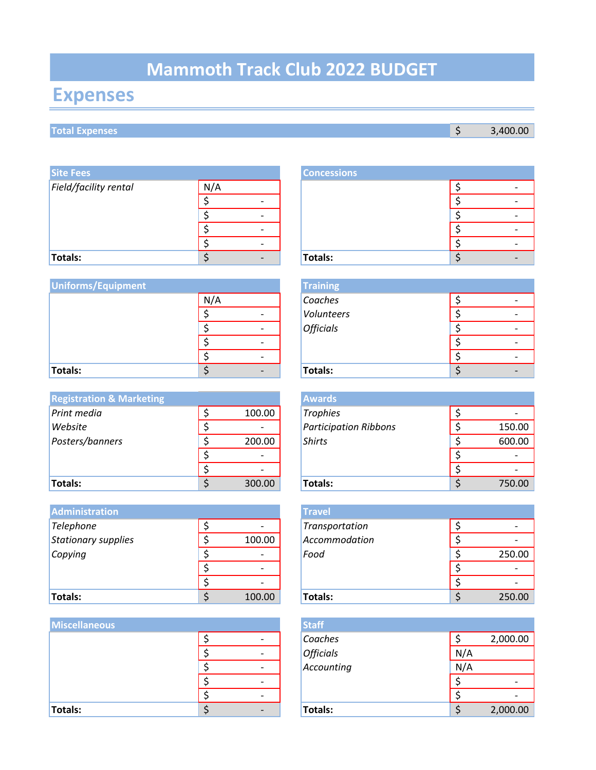# Mammoth Track Club 2022 BUDGET

## Expenses

| Total Expenses | $ 3,400.00 |
|---|---|

### Site Fees

| Item | Amount |
|---|---|
| *Field/facility rental* | N/A |
| | $ - |
| | $ - |
| | $ - |
| | $ - |
| **Totals:** | $ - |

### Concessions

| Item | Amount |
|---|---|
| | $ - |
| | $ - |
| | $ - |
| | $ - |
| | $ - |
| **Totals:** | $ - |

### Uniforms/Equipment

| Item | Amount |
|---|---|
| | N/A |
| | $ - |
| | $ - |
| | $ - |
| | $ - |
| **Totals:** | $ - |

### Training

| Item | Amount |
|---|---|
| *Coaches* | $ - |
| *Volunteers* | $ - |
| *Officials* | $ - |
| | $ - |
| | $ - |
| **Totals:** | $ - |

### Registration & Marketing

| Item | Amount |
|---|---|
| *Print media* | $ 100.00 |
| *Website* | $ - |
| *Posters/banners* | $ 200.00 |
| | $ - |
| | $ - |
| **Totals:** | $ 300.00 |

### Awards

| Item | Amount |
|---|---|
| *Trophies* | $ - |
| *Participation Ribbons* | $ 150.00 |
| *Shirts* | $ 600.00 |
| | $ - |
| | $ - |
| **Totals:** | $ 750.00 |

### Administration

| Item | Amount |
|---|---|
| *Telephone* | $ - |
| *Stationary supplies* | $ 100.00 |
| *Copying* | $ - |
| | $ - |
| | $ - |
| **Totals:** | $ 100.00 |

### Travel

| Item | Amount |
|---|---|
| *Transportation* | $ - |
| *Accommodation* | $ - |
| *Food* | $ 250.00 |
| | $ - |
| | $ - |
| **Totals:** | $ 250.00 |

### Miscellaneous

| Item | Amount |
|---|---|
| | $ - |
| | $ - |
| | $ - |
| | $ - |
| | $ - |
| **Totals:** | $ - |

### Staff

| Item | Amount |
|---|---|
| *Coaches* | $ 2,000.00 |
| *Officials* | N/A |
| *Accounting* | N/A |
| | $ - |
| | $ - |
| **Totals:** | $ 2,000.00 |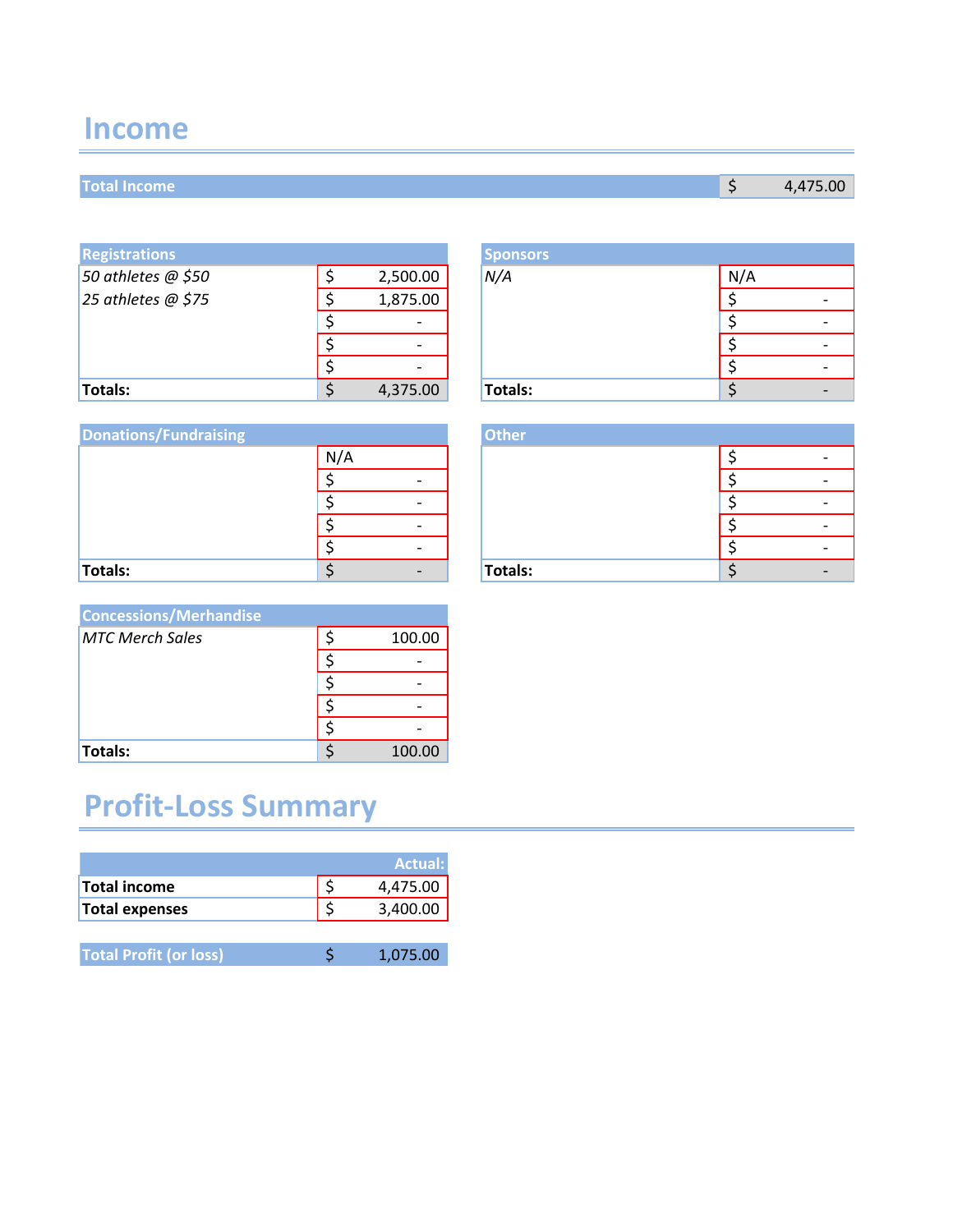# Income

| Total Income | $ 4,475.00 |
|---|---|

| Registrations | |
|---|---|
| *50 athletes @ $50* | $ 2,500.00 |
| *25 athletes @ $75* | $ 1,875.00 |
| | $ - |
| | $ - |
| | $ - |
| **Totals:** | $ 4,375.00 |

| Sponsors | |
|---|---|
| *N/A* | N/A |
| | $ - |
| | $ - |
| | $ - |
| | $ - |
| **Totals:** | $ - |

| Donations/Fundraising | |
|---|---|
| | N/A |
| | $ - |
| | $ - |
| | $ - |
| | $ - |
| **Totals:** | $ - |

| Other | |
|---|---|
| | $ - |
| | $ - |
| | $ - |
| | $ - |
| | $ - |
| **Totals:** | $ - |

| Concessions/Merhandise | |
|---|---|
| *MTC Merch Sales* | $ 100.00 |
| | $ - |
| | $ - |
| | $ - |
| | $ - |
| **Totals:** | $ 100.00 |

# Profit-Loss Summary

| | Actual: |
|---|---|
| **Total income** | $ 4,475.00 |
| **Total expenses** | $ 3,400.00 |
| | |
| Total Profit (or loss) | $ 1,075.00 |